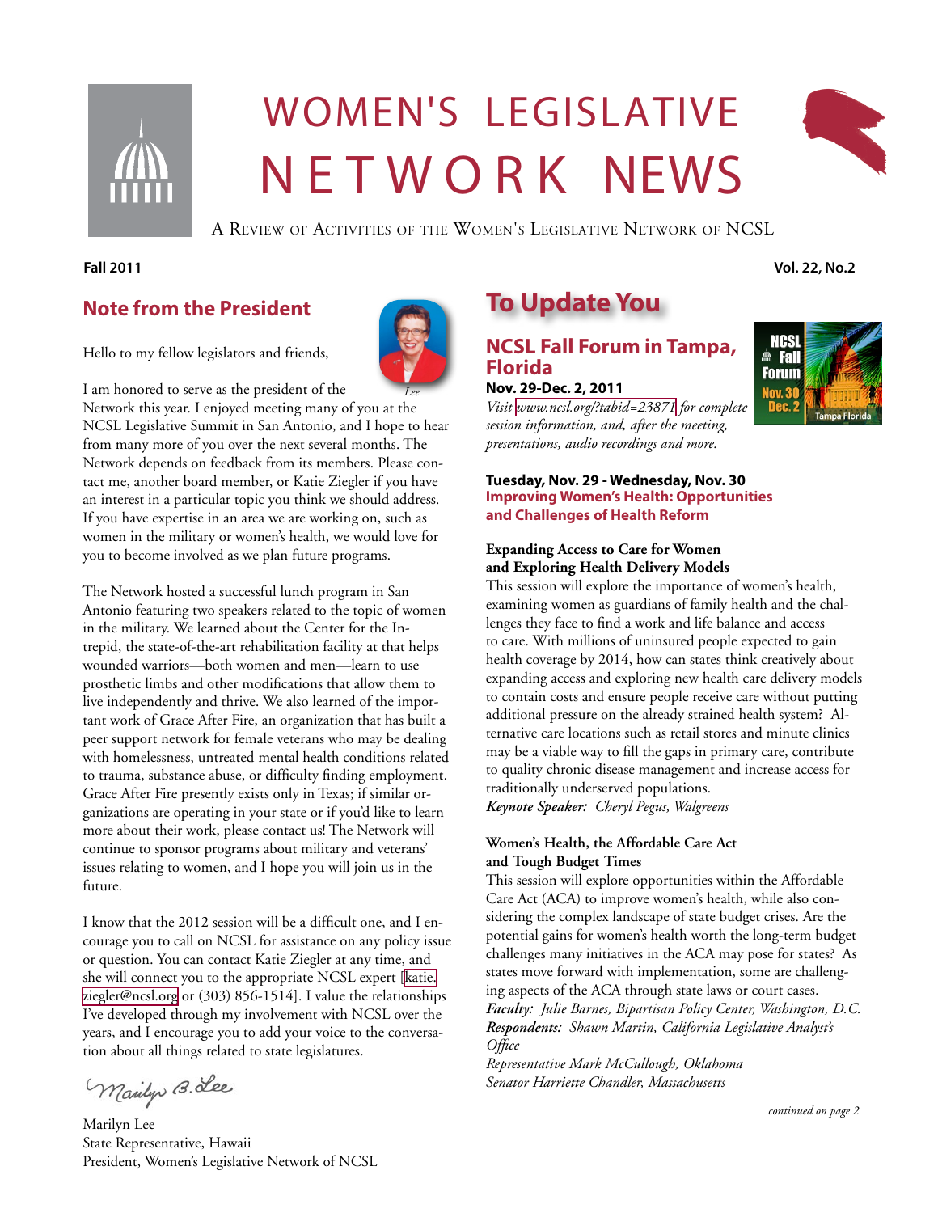# WOMEN'S LEGISLATIVE NETWORK NEWS

A Review of Activities of the Women's Legislative Network of NCSL

**Fall 2011** **Vol. 22, No.2**

## Note from the President

Hello to my fellow legislators and friends,

I am honored to serve as the president of the Network this year. I enjoyed meeting many of you at the NCSL Legislative Summit in San Antonio, and I hope to hear from many more of you over the next several months. The Network depends on feedback from its members. Please contact me, another board member, or Katie Ziegler if you have an interest in a particular topic you think we should address. If you have expertise in an area we are working on, such as women in the military or women's health, we would love for you to become involved as we plan future programs.

The Network hosted a successful lunch program in San Antonio featuring two speakers related to the topic of women in the military. We learned about the Center for the Intrepid, the state-of-the-art rehabilitation facility at that helps wounded warriors—both women and men—learn to use prosthetic limbs and other modifications that allow them to live independently and thrive. We also learned of the important work of Grace After Fire, an organization that has built a peer support network for female veterans who may be dealing with homelessness, untreated mental health conditions related to trauma, substance abuse, or difficulty finding employment. Grace After Fire presently exists only in Texas; if similar organizations are operating in your state or if you'd like to learn more about their work, please contact us! The Network will continue to sponsor programs about military and veterans' issues relating to women, and I hope you will join us in the future.

I know that the 2012 session will be a difficult one, and I encourage you to call on NCSL for assistance on any policy issue or question. You can contact Katie Ziegler at any time, and she will connect you to the appropriate NCSL expert [katie.ziegler@ncsl.org or (303) 856-1514]. I value the relationships I've developed through my involvement with NCSL over the years, and I encourage you to add your voice to the conversation about all things related to state legislatures.

Marilyn Lee
State Representative, Hawaii
President, Women's Legislative Network of NCSL

## To Update You

### NCSL Fall Forum in Tampa, Florida

**Nov. 29-Dec. 2, 2011**

*Visit www.ncsl.org/?tabid=23871 for complete session information, and, after the meeting, presentations, audio recordings and more.*

**Tuesday, Nov. 29 - Wednesday, Nov. 30**
**Improving Women's Health: Opportunities and Challenges of Health Reform**

**Expanding Access to Care for Women and Exploring Health Delivery Models**

This session will explore the importance of women's health, examining women as guardians of family health and the challenges they face to find a work and life balance and access to care. With millions of uninsured people expected to gain health coverage by 2014, how can states think creatively about expanding access and exploring new health care delivery models to contain costs and ensure people receive care without putting additional pressure on the already strained health system? Alternative care locations such as retail stores and minute clinics may be a viable way to fill the gaps in primary care, contribute to quality chronic disease management and increase access for traditionally underserved populations.

***Keynote Speaker:*** *Cheryl Pegus, Walgreens*

**Women's Health, the Affordable Care Act and Tough Budget Times**

This session will explore opportunities within the Affordable Care Act (ACA) to improve women's health, while also considering the complex landscape of state budget crises. Are the potential gains for women's health worth the long-term budget challenges many initiatives in the ACA may pose for states? As states move forward with implementation, some are challenging aspects of the ACA through state laws or court cases.

***Faculty:*** *Julie Barnes, Bipartisan Policy Center, Washington, D.C.*
***Respondents:*** *Shawn Martin, California Legislative Analyst's Office*
*Representative Mark McCullough, Oklahoma*
*Senator Harriette Chandler, Massachusetts*

*continued on page 2*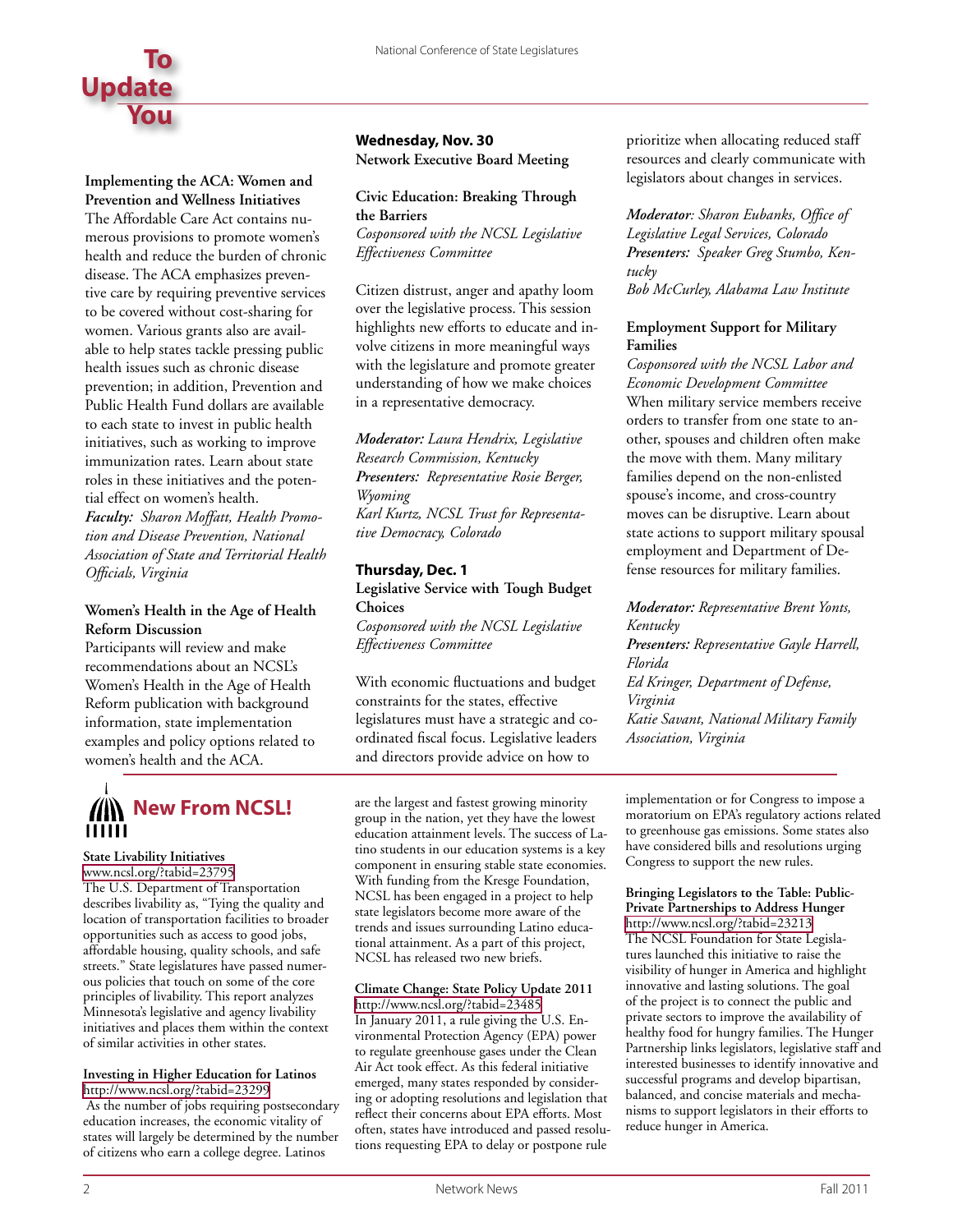# To Update You

**Implementing the ACA: Women and Prevention and Wellness Initiatives**

The Affordable Care Act contains numerous provisions to promote women's health and reduce the burden of chronic disease. The ACA emphasizes preventive care by requiring preventive services to be covered without cost-sharing for women. Various grants also are available to help states tackle pressing public health issues such as chronic disease prevention; in addition, Prevention and Public Health Fund dollars are available to each state to invest in public health initiatives, such as working to improve immunization rates. Learn about state roles in these initiatives and the potential effect on women's health.

***Faculty:*** *Sharon Moffatt, Health Promotion and Disease Prevention, National Association of State and Territorial Health Officials, Virginia*

**Women's Health in the Age of Health Reform Discussion**

Participants will review and make recommendations about an NCSL's Women's Health in the Age of Health Reform publication with background information, state implementation examples and policy options related to women's health and the ACA.

**Wednesday, Nov. 30**
**Network Executive Board Meeting**

**Civic Education: Breaking Through the Barriers**
*Cosponsored with the NCSL Legislative Effectiveness Committee*

Citizen distrust, anger and apathy loom over the legislative process. This session highlights new efforts to educate and involve citizens in more meaningful ways with the legislature and promote greater understanding of how we make choices in a representative democracy.

***Moderator:*** *Laura Hendrix, Legislative Research Commission, Kentucky*
***Presenters:*** *Representative Rosie Berger, Wyoming*
*Karl Kurtz, NCSL Trust for Representative Democracy, Colorado*

**Thursday, Dec. 1**
**Legislative Service with Tough Budget Choices**
*Cosponsored with the NCSL Legislative Effectiveness Committee*

With economic fluctuations and budget constraints for the states, effective legislatures must have a strategic and coordinated fiscal focus. Legislative leaders and directors provide advice on how to prioritize when allocating reduced staff resources and clearly communicate with legislators about changes in services.

***Moderator:*** *Sharon Eubanks, Office of Legislative Legal Services, Colorado*
***Presenters:*** *Speaker Greg Stumbo, Kentucky*
*Bob McCurley, Alabama Law Institute*

**Employment Support for Military Families**
*Cosponsored with the NCSL Labor and Economic Development Committee*

When military service members receive orders to transfer from one state to another, spouses and children often make the move with them. Many military families depend on the non-enlisted spouse's income, and cross-country moves can be disruptive. Learn about state actions to support military spousal employment and Department of Defense resources for military families.

***Moderator:*** *Representative Brent Yonts, Kentucky*
***Presenters:*** *Representative Gayle Harrell, Florida*
*Ed Kringer, Department of Defense, Virginia*
*Katie Savant, National Military Family Association, Virginia*

## New From NCSL!

**State Livability Initiatives**
www.ncsl.org/?tabid=23795
The U.S. Department of Transportation describes livability as, "Tying the quality and location of transportation facilities to broader opportunities such as access to good jobs, affordable housing, quality schools, and safe streets." State legislatures have passed numerous policies that touch on some of the core principles of livability. This report analyzes Minnesota's legislative and agency livability initiatives and places them within the context of similar activities in other states.

**Investing in Higher Education for Latinos**
http://www.ncsl.org/?tabid=23299
As the number of jobs requiring postsecondary education increases, the economic vitality of states will largely be determined by the number of citizens who earn a college degree. Latinos are the largest and fastest growing minority group in the nation, yet they have the lowest education attainment levels. The success of Latino students in our education systems is a key component in ensuring stable state economies. With funding from the Kresge Foundation, NCSL has been engaged in a project to help state legislators become more aware of the trends and issues surrounding Latino educational attainment. As a part of this project, NCSL has released two new briefs.

**Climate Change: State Policy Update 2011**
http://www.ncsl.org/?tabid=23485
In January 2011, a rule giving the U.S. Environmental Protection Agency (EPA) power to regulate greenhouse gases under the Clean Air Act took effect. As this federal initiative emerged, many states responded by considering or adopting resolutions and legislation that reflect their concerns about EPA efforts. Most often, states have introduced and passed resolutions requesting EPA to delay or postpone rule implementation or for Congress to impose a moratorium on EPA's regulatory actions related to greenhouse gas emissions. Some states also have considered bills and resolutions urging Congress to support the new rules.

**Bringing Legislators to the Table: Public-Private Partnerships to Address Hunger**
http://www.ncsl.org/?tabid=23213
The NCSL Foundation for State Legislatures launched this initiative to raise the visibility of hunger in America and highlight innovative and lasting solutions. The goal of the project is to connect the public and private sectors to improve the availability of healthy food for hungry families. The Hunger Partnership links legislators, legislative staff and interested businesses to identify innovative and successful programs and develop bipartisan, balanced, and concise materials and mechanisms to support legislators in their efforts to reduce hunger in America.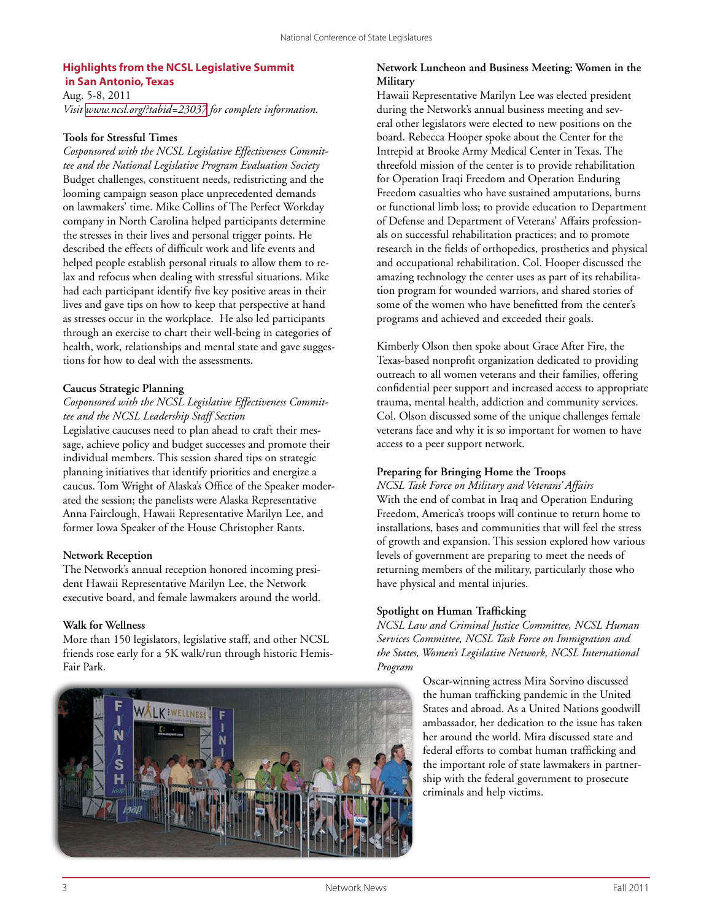## Highlights from the NCSL Legislative Summit in San Antonio, Texas

Aug. 5-8, 2011

*Visit www.ncsl.org/?tabid=23037 for complete information.*

### Tools for Stressful Times

*Cosponsored with the NCSL Legislative Effectiveness Committee and the National Legislative Program Evaluation Society*

Budget challenges, constituent needs, redistricting and the looming campaign season place unprecedented demands on lawmakers' time. Mike Collins of The Perfect Workday company in North Carolina helped participants determine the stresses in their lives and personal trigger points. He described the effects of difficult work and life events and helped people establish personal rituals to allow them to relax and refocus when dealing with stressful situations. Mike had each participant identify five key positive areas in their lives and gave tips on how to keep that perspective at hand as stresses occur in the workplace. He also led participants through an exercise to chart their well-being in categories of health, work, relationships and mental state and gave suggestions for how to deal with the assessments.

### Caucus Strategic Planning

*Cosponsored with the NCSL Legislative Effectiveness Committee and the NCSL Leadership Staff Section*

Legislative caucuses need to plan ahead to craft their message, achieve policy and budget successes and promote their individual members. This session shared tips on strategic planning initiatives that identify priorities and energize a caucus. Tom Wright of Alaska's Office of the Speaker moderated the session; the panelists were Alaska Representative Anna Fairclough, Hawaii Representative Marilyn Lee, and former Iowa Speaker of the House Christopher Rants.

### Network Reception

The Network's annual reception honored incoming president Hawaii Representative Marilyn Lee, the Network executive board, and female lawmakers around the world.

### Walk for Wellness

More than 150 legislators, legislative staff, and other NCSL friends rose early for a 5K walk/run through historic HemisFair Park.

### Network Luncheon and Business Meeting: Women in the Military

Hawaii Representative Marilyn Lee was elected president during the Network's annual business meeting and several other legislators were elected to new positions on the board. Rebecca Hooper spoke about the Center for the Intrepid at Brooke Army Medical Center in Texas. The threefold mission of the center is to provide rehabilitation for Operation Iraqi Freedom and Operation Enduring Freedom casualties who have sustained amputations, burns or functional limb loss; to provide education to Department of Defense and Department of Veterans' Affairs professionals on successful rehabilitation practices; and to promote research in the fields of orthopedics, prosthetics and physical and occupational rehabilitation. Col. Hooper discussed the amazing technology the center uses as part of its rehabilitation program for wounded warriors, and shared stories of some of the women who have benefitted from the center's programs and achieved and exceeded their goals.

Kimberly Olson then spoke about Grace After Fire, the Texas-based nonprofit organization dedicated to providing outreach to all women veterans and their families, offering confidential peer support and increased access to appropriate trauma, mental health, addiction and community services. Col. Olson discussed some of the unique challenges female veterans face and why it is so important for women to have access to a peer support network.

### Preparing for Bringing Home the Troops

*NCSL Task Force on Military and Veterans' Affairs*

With the end of combat in Iraq and Operation Enduring Freedom, America's troops will continue to return home to installations, bases and communities that will feel the stress of growth and expansion. This session explored how various levels of government are preparing to meet the needs of returning members of the military, particularly those who have physical and mental injuries.

### Spotlight on Human Trafficking

*NCSL Law and Criminal Justice Committee, NCSL Human Services Committee, NCSL Task Force on Immigration and the States, Women's Legislative Network, NCSL International Program*

Oscar-winning actress Mira Sorvino discussed the human trafficking pandemic in the United States and abroad. As a United Nations goodwill ambassador, her dedication to the issue has taken her around the world. Mira discussed state and federal efforts to combat human trafficking and the important role of state lawmakers in partnership with the federal government to prosecute criminals and help victims.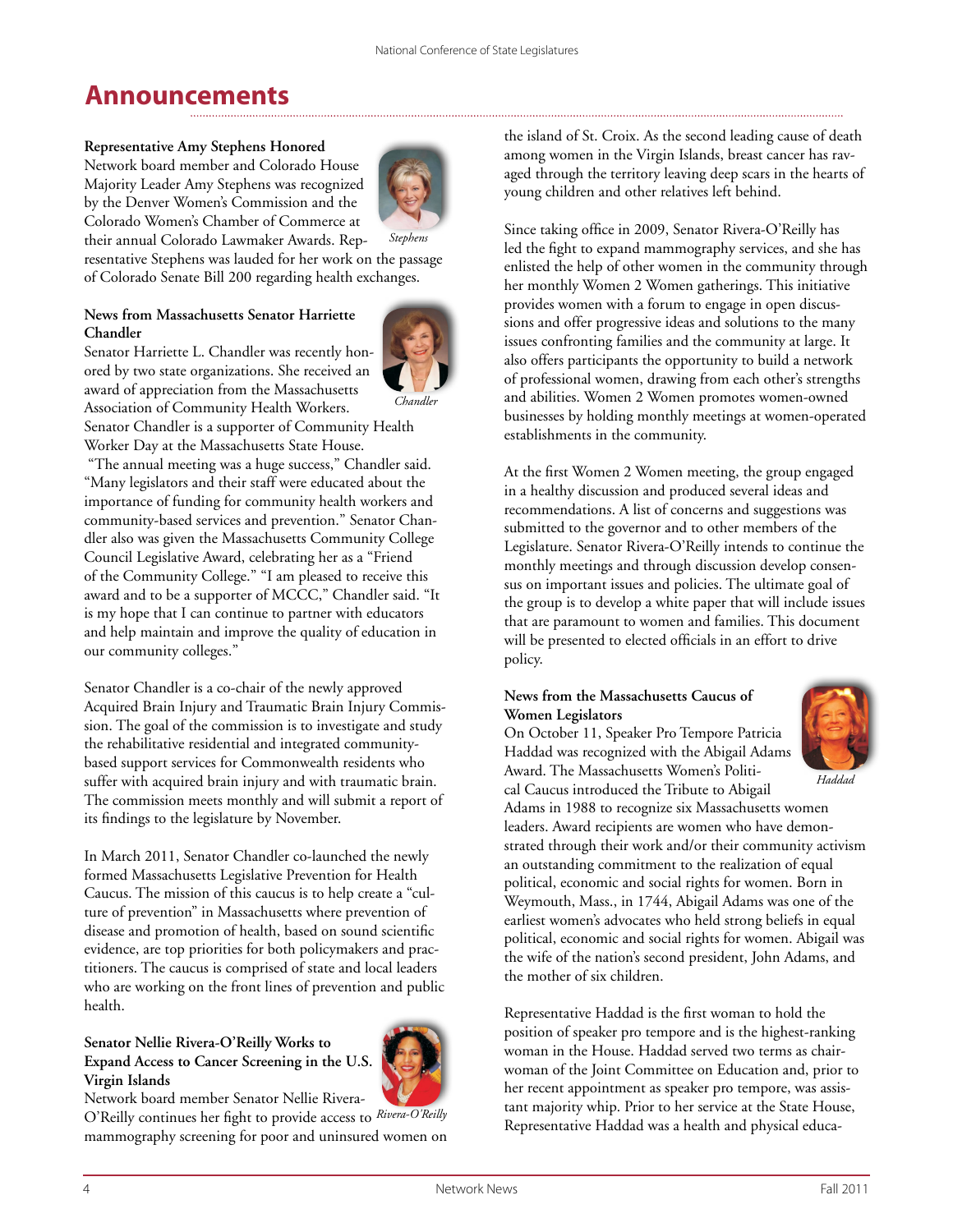# Announcements

**Representative Amy Stephens Honored**

Network board member and Colorado House Majority Leader Amy Stephens was recognized by the Denver Women's Commission and the Colorado Women's Chamber of Commerce at their annual Colorado Lawmaker Awards. Representative Stephens was lauded for her work on the passage of Colorado Senate Bill 200 regarding health exchanges.

*Stephens*

**News from Massachusetts Senator Harriette Chandler**

Senator Harriette L. Chandler was recently honored by two state organizations. She received an award of appreciation from the Massachusetts Association of Community Health Workers. Senator Chandler is a supporter of Community Health Worker Day at the Massachusetts State House. "The annual meeting was a huge success," Chandler said. "Many legislators and their staff were educated about the importance of funding for community health workers and community-based services and prevention." Senator Chandler also was given the Massachusetts Community College Council Legislative Award, celebrating her as a "Friend of the Community College." "I am pleased to receive this award and to be a supporter of MCCC," Chandler said. "It is my hope that I can continue to partner with educators and help maintain and improve the quality of education in our community colleges."

*Chandler*

Senator Chandler is a co-chair of the newly approved Acquired Brain Injury and Traumatic Brain Injury Commission. The goal of the commission is to investigate and study the rehabilitative residential and integrated community-based support services for Commonwealth residents who suffer with acquired brain injury and with traumatic brain. The commission meets monthly and will submit a report of its findings to the legislature by November.

In March 2011, Senator Chandler co-launched the newly formed Massachusetts Legislative Prevention for Health Caucus. The mission of this caucus is to help create a "culture of prevention" in Massachusetts where prevention of disease and promotion of health, based on sound scientific evidence, are top priorities for both policymakers and practitioners. The caucus is comprised of state and local leaders who are working on the front lines of prevention and public health.

**Senator Nellie Rivera-O'Reilly Works to Expand Access to Cancer Screening in the U.S. Virgin Islands**

Network board member Senator Nellie Rivera-O'Reilly continues her fight to provide access to mammography screening for poor and uninsured women on the island of St. Croix. As the second leading cause of death among women in the Virgin Islands, breast cancer has ravaged through the territory leaving deep scars in the hearts of young children and other relatives left behind.

*Rivera-O'Reilly*

Since taking office in 2009, Senator Rivera-O'Reilly has led the fight to expand mammography services, and she has enlisted the help of other women in the community through her monthly Women 2 Women gatherings. This initiative provides women with a forum to engage in open discussions and offer progressive ideas and solutions to the many issues confronting families and the community at large. It also offers participants the opportunity to build a network of professional women, drawing from each other's strengths and abilities. Women 2 Women promotes women-owned businesses by holding monthly meetings at women-operated establishments in the community.

At the first Women 2 Women meeting, the group engaged in a healthy discussion and produced several ideas and recommendations. A list of concerns and suggestions was submitted to the governor and to other members of the Legislature. Senator Rivera-O'Reilly intends to continue the monthly meetings and through discussion develop consensus on important issues and policies. The ultimate goal of the group is to develop a white paper that will include issues that are paramount to women and families. This document will be presented to elected officials in an effort to drive policy.

**News from the Massachusetts Caucus of Women Legislators**

On October 11, Speaker Pro Tempore Patricia Haddad was recognized with the Abigail Adams Award. The Massachusetts Women's Political Caucus introduced the Tribute to Abigail Adams in 1988 to recognize six Massachusetts women leaders. Award recipients are women who have demonstrated through their work and/or their community activism an outstanding commitment to the realization of equal political, economic and social rights for women. Born in Weymouth, Mass., in 1744, Abigail Adams was one of the earliest women's advocates who held strong beliefs in equal political, economic and social rights for women. Abigail was the wife of the nation's second president, John Adams, and the mother of six children.

*Haddad*

Representative Haddad is the first woman to hold the position of speaker pro tempore and is the highest-ranking woman in the House. Haddad served two terms as chairwoman of the Joint Committee on Education and, prior to her recent appointment as speaker pro tempore, was assistant majority whip. Prior to her service at the State House, Representative Haddad was a health and physical educa-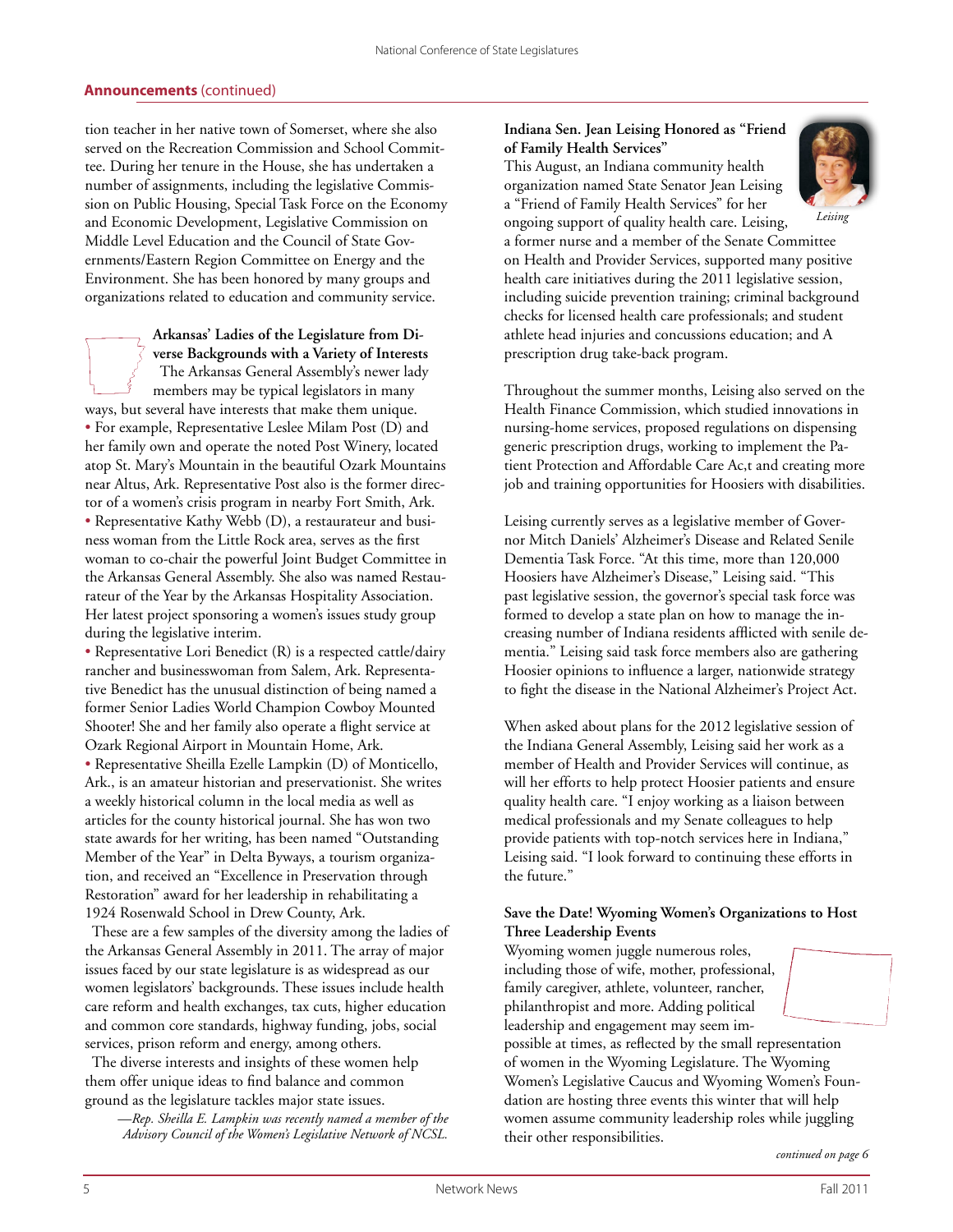## Announcements (continued)

tion teacher in her native town of Somerset, where she also served on the Recreation Commission and School Committee. During her tenure in the House, she has undertaken a number of assignments, including the legislative Commission on Public Housing, Special Task Force on the Economy and Economic Development, Legislative Commission on Middle Level Education and the Council of State Governments/Eastern Region Committee on Energy and the Environment. She has been honored by many groups and organizations related to education and community service.

### Arkansas' Ladies of the Legislature from Diverse Backgrounds with a Variety of Interests

The Arkansas General Assembly's newer lady members may be typical legislators in many ways, but several have interests that make them unique.

- For example, Representative Leslee Milam Post (D) and her family own and operate the noted Post Winery, located atop St. Mary's Mountain in the beautiful Ozark Mountains near Altus, Ark. Representative Post also is the former director of a women's crisis program in nearby Fort Smith, Ark.
- Representative Kathy Webb (D), a restaurateur and business woman from the Little Rock area, serves as the first woman to co-chair the powerful Joint Budget Committee in the Arkansas General Assembly. She also was named Restaurateur of the Year by the Arkansas Hospitality Association. Her latest project sponsoring a women's issues study group during the legislative interim.
- Representative Lori Benedict (R) is a respected cattle/dairy rancher and businesswoman from Salem, Ark. Representative Benedict has the unusual distinction of being named a former Senior Ladies World Champion Cowboy Mounted Shooter! She and her family also operate a flight service at Ozark Regional Airport in Mountain Home, Ark.
- Representative Sheilla Ezelle Lampkin (D) of Monticello, Ark., is an amateur historian and preservationist. She writes a weekly historical column in the local media as well as articles for the county historical journal. She has won two state awards for her writing, has been named "Outstanding Member of the Year" in Delta Byways, a tourism organization, and received an "Excellence in Preservation through Restoration" award for her leadership in rehabilitating a 1924 Rosenwald School in Drew County, Ark.

These are a few samples of the diversity among the ladies of the Arkansas General Assembly in 2011. The array of major issues faced by our state legislature is as widespread as our women legislators' backgrounds. These issues include health care reform and health exchanges, tax cuts, higher education and common core standards, highway funding, jobs, social services, prison reform and energy, among others.

The diverse interests and insights of these women help them offer unique ideas to find balance and common ground as the legislature tackles major state issues.

*—Rep. Sheilla E. Lampkin was recently named a member of the Advisory Council of the Women's Legislative Network of NCSL.*

### Indiana Sen. Jean Leising Honored as "Friend of Family Health Services"

*Leising*

This August, an Indiana community health organization named State Senator Jean Leising a "Friend of Family Health Services" for her ongoing support of quality health care. Leising, a former nurse and a member of the Senate Committee on Health and Provider Services, supported many positive health care initiatives during the 2011 legislative session, including suicide prevention training; criminal background checks for licensed health care professionals; and student athlete head injuries and concussions education; and A prescription drug take-back program.

Throughout the summer months, Leising also served on the Health Finance Commission, which studied innovations in nursing-home services, proposed regulations on dispensing generic prescription drugs, working to implement the Patient Protection and Affordable Care Ac,t and creating more job and training opportunities for Hoosiers with disabilities.

Leising currently serves as a legislative member of Governor Mitch Daniels' Alzheimer's Disease and Related Senile Dementia Task Force. "At this time, more than 120,000 Hoosiers have Alzheimer's Disease," Leising said. "This past legislative session, the governor's special task force was formed to develop a state plan on how to manage the increasing number of Indiana residents afflicted with senile dementia." Leising said task force members also are gathering Hoosier opinions to influence a larger, nationwide strategy to fight the disease in the National Alzheimer's Project Act.

When asked about plans for the 2012 legislative session of the Indiana General Assembly, Leising said her work as a member of Health and Provider Services will continue, as will her efforts to help protect Hoosier patients and ensure quality health care. "I enjoy working as a liaison between medical professionals and my Senate colleagues to help provide patients with top-notch services here in Indiana," Leising said. "I look forward to continuing these efforts in the future."

### Save the Date! Wyoming Women's Organizations to Host Three Leadership Events

Wyoming women juggle numerous roles, including those of wife, mother, professional, family caregiver, athlete, volunteer, rancher, philanthropist and more. Adding political leadership and engagement may seem impossible at times, as reflected by the small representation of women in the Wyoming Legislature. The Wyoming Women's Legislative Caucus and Wyoming Women's Foundation are hosting three events this winter that will help women assume community leadership roles while juggling their other responsibilities.

*continued on page 6*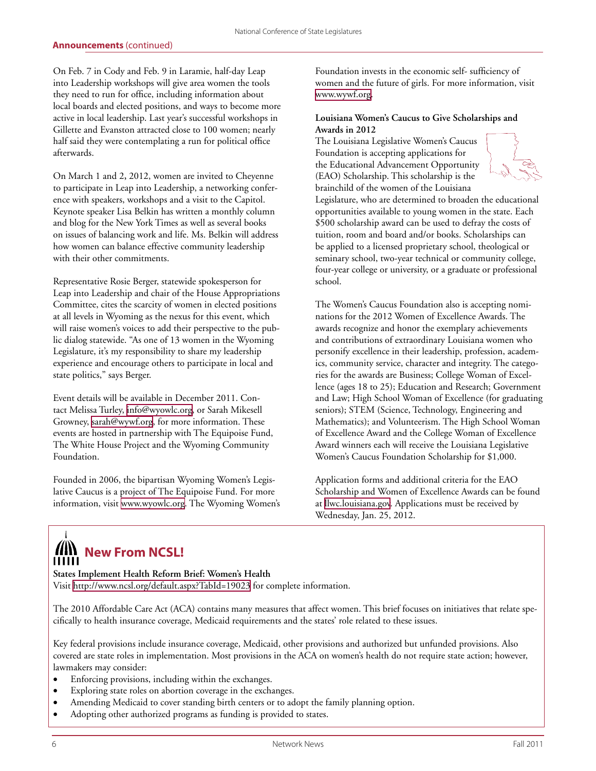**Announcements** (continued)

On Feb. 7 in Cody and Feb. 9 in Laramie, half-day Leap into Leadership workshops will give area women the tools they need to run for office, including information about local boards and elected positions, and ways to become more active in local leadership. Last year's successful workshops in Gillette and Evanston attracted close to 100 women; nearly half said they were contemplating a run for political office afterwards.

On March 1 and 2, 2012, women are invited to Cheyenne to participate in Leap into Leadership, a networking conference with speakers, workshops and a visit to the Capitol. Keynote speaker Lisa Belkin has written a monthly column and blog for the New York Times as well as several books on issues of balancing work and life. Ms. Belkin will address how women can balance effective community leadership with their other commitments.

Representative Rosie Berger, statewide spokesperson for Leap into Leadership and chair of the House Appropriations Committee, cites the scarcity of women in elected positions at all levels in Wyoming as the nexus for this event, which will raise women's voices to add their perspective to the public dialog statewide. "As one of 13 women in the Wyoming Legislature, it's my responsibility to share my leadership experience and encourage others to participate in local and state politics," says Berger.

Event details will be available in December 2011. Contact Melissa Turley, info@wyowlc.org, or Sarah Mikesell Growney, sarah@wywf.org, for more information. These events are hosted in partnership with The Equipoise Fund, The White House Project and the Wyoming Community Foundation.

Founded in 2006, the bipartisan Wyoming Women's Legislative Caucus is a project of The Equipoise Fund. For more information, visit www.wyowlc.org. The Wyoming Women's Foundation invests in the economic self- sufficiency of women and the future of girls. For more information, visit www.wywf.org.

**Louisiana Women's Caucus to Give Scholarships and Awards in 2012**

The Louisiana Legislative Women's Caucus Foundation is accepting applications for the Educational Advancement Opportunity (EAO) Scholarship. This scholarship is the brainchild of the women of the Louisiana Legislature, who are determined to broaden the educational opportunities available to young women in the state. Each $500 scholarship award can be used to defray the costs of tuition, room and board and/or books. Scholarships can be applied to a licensed proprietary school, theological or seminary school, two-year technical or community college, four-year college or university, or a graduate or professional school.

The Women's Caucus Foundation also is accepting nominations for the 2012 Women of Excellence Awards. The awards recognize and honor the exemplary achievements and contributions of extraordinary Louisiana women who personify excellence in their leadership, profession, academics, community service, character and integrity. The categories for the awards are Business; College Woman of Excellence (ages 18 to 25); Education and Research; Government and Law; High School Woman of Excellence (for graduating seniors); STEM (Science, Technology, Engineering and Mathematics); and Volunteerism. The High School Woman of Excellence Award and the College Woman of Excellence Award winners each will receive the Louisiana Legislative Women's Caucus Foundation Scholarship for $1,000.

Application forms and additional criteria for the EAO Scholarship and Women of Excellence Awards can be found at llwc.louisiana.gov. Applications must be received by Wednesday, Jan. 25, 2012.

## New From NCSL!

**States Implement Health Reform Brief: Women's Health**

Visit http://www.ncsl.org/default.aspx?TabId=19023 for complete information.

The 2010 Affordable Care Act (ACA) contains many measures that affect women. This brief focuses on initiatives that relate specifically to health insurance coverage, Medicaid requirements and the states' role related to these issues.

Key federal provisions include insurance coverage, Medicaid, other provisions and authorized but unfunded provisions. Also covered are state roles in implementation. Most provisions in the ACA on women's health do not require state action; however, lawmakers may consider:

- Enforcing provisions, including within the exchanges.
- Exploring state roles on abortion coverage in the exchanges.
- Amending Medicaid to cover standing birth centers or to adopt the family planning option.
- Adopting other authorized programs as funding is provided to states.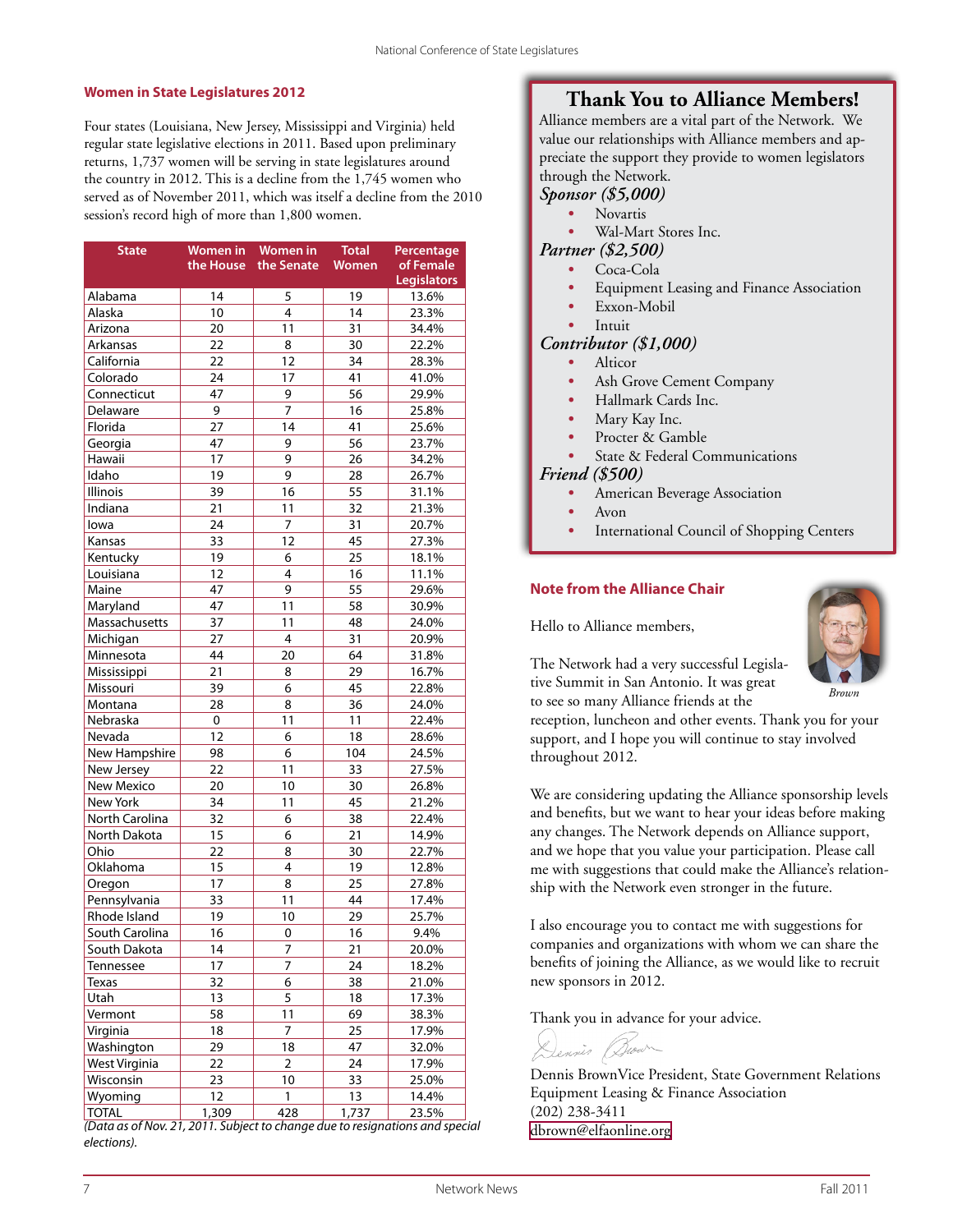## Women in State Legislatures 2012

Four states (Louisiana, New Jersey, Mississippi and Virginia) held regular state legislative elections in 2011. Based upon preliminary returns, 1,737 women will be serving in state legislatures around the country in 2012. This is a decline from the 1,745 women who served as of November 2011, which was itself a decline from the 2010 session's record high of more than 1,800 women.

| State | Women in the House | Women in the Senate | Total Women | Percentage of Female Legislators |
|---|---|---|---|---|
| Alabama | 14 | 5 | 19 | 13.6% |
| Alaska | 10 | 4 | 14 | 23.3% |
| Arizona | 20 | 11 | 31 | 34.4% |
| Arkansas | 22 | 8 | 30 | 22.2% |
| California | 22 | 12 | 34 | 28.3% |
| Colorado | 24 | 17 | 41 | 41.0% |
| Connecticut | 47 | 9 | 56 | 29.9% |
| Delaware | 9 | 7 | 16 | 25.8% |
| Florida | 27 | 14 | 41 | 25.6% |
| Georgia | 47 | 9 | 56 | 23.7% |
| Hawaii | 17 | 9 | 26 | 34.2% |
| Idaho | 19 | 9 | 28 | 26.7% |
| Illinois | 39 | 16 | 55 | 31.1% |
| Indiana | 21 | 11 | 32 | 21.3% |
| Iowa | 24 | 7 | 31 | 20.7% |
| Kansas | 33 | 12 | 45 | 27.3% |
| Kentucky | 19 | 6 | 25 | 18.1% |
| Louisiana | 12 | 4 | 16 | 11.1% |
| Maine | 47 | 9 | 55 | 29.6% |
| Maryland | 47 | 11 | 58 | 30.9% |
| Massachusetts | 37 | 11 | 48 | 24.0% |
| Michigan | 27 | 4 | 31 | 20.9% |
| Minnesota | 44 | 20 | 64 | 31.8% |
| Mississippi | 21 | 8 | 29 | 16.7% |
| Missouri | 39 | 6 | 45 | 22.8% |
| Montana | 28 | 8 | 36 | 24.0% |
| Nebraska | 0 | 11 | 11 | 22.4% |
| Nevada | 12 | 6 | 18 | 28.6% |
| New Hampshire | 98 | 6 | 104 | 24.5% |
| New Jersey | 22 | 11 | 33 | 27.5% |
| New Mexico | 20 | 10 | 30 | 26.8% |
| New York | 34 | 11 | 45 | 21.2% |
| North Carolina | 32 | 6 | 38 | 22.4% |
| North Dakota | 15 | 6 | 21 | 14.9% |
| Ohio | 22 | 8 | 30 | 22.7% |
| Oklahoma | 15 | 4 | 19 | 12.8% |
| Oregon | 17 | 8 | 25 | 27.8% |
| Pennsylvania | 33 | 11 | 44 | 17.4% |
| Rhode Island | 19 | 10 | 29 | 25.7% |
| South Carolina | 16 | 0 | 16 | 9.4% |
| South Dakota | 14 | 7 | 21 | 20.0% |
| Tennessee | 17 | 7 | 24 | 18.2% |
| Texas | 32 | 6 | 38 | 21.0% |
| Utah | 13 | 5 | 18 | 17.3% |
| Vermont | 58 | 11 | 69 | 38.3% |
| Virginia | 18 | 7 | 25 | 17.9% |
| Washington | 29 | 18 | 47 | 32.0% |
| West Virginia | 22 | 2 | 24 | 17.9% |
| Wisconsin | 23 | 10 | 33 | 25.0% |
| Wyoming | 12 | 1 | 13 | 14.4% |
| TOTAL | 1,309 | 428 | 1,737 | 23.5% |

*(Data as of Nov. 21, 2011. Subject to change due to resignations and special elections).*

## Thank You to Alliance Members!

Alliance members are a vital part of the Network. We value our relationships with Alliance members and appreciate the support they provide to women legislators through the Network.

### *Sponsor ($5,000)*

- Novartis
- Wal-Mart Stores Inc.

### *Partner ($2,500)*

- Coca-Cola
- Equipment Leasing and Finance Association
- Exxon-Mobil
- Intuit

### *Contributor ($1,000)*

- Alticor
- Ash Grove Cement Company
- Hallmark Cards Inc.
- Mary Kay Inc.
- Procter & Gamble
- State & Federal Communications

### *Friend ($500)*

- American Beverage Association
- Avon
- International Council of Shopping Centers

## Note from the Alliance Chair

*Brown*

Hello to Alliance members,

The Network had a very successful Legislative Summit in San Antonio. It was great to see so many Alliance friends at the reception, luncheon and other events. Thank you for your support, and I hope you will continue to stay involved throughout 2012.

We are considering updating the Alliance sponsorship levels and benefits, but we want to hear your ideas before making any changes. The Network depends on Alliance support, and we hope that you value your participation. Please call me with suggestions that could make the Alliance's relationship with the Network even stronger in the future.

I also encourage you to contact me with suggestions for companies and organizations with whom we can share the benefits of joining the Alliance, as we would like to recruit new sponsors in 2012.

Thank you in advance for your advice.

Dennis Brown

Dennis BrownVice President, State Government Relations
Equipment Leasing & Finance Association
(202) 238-3411
dbrown@elfaonline.org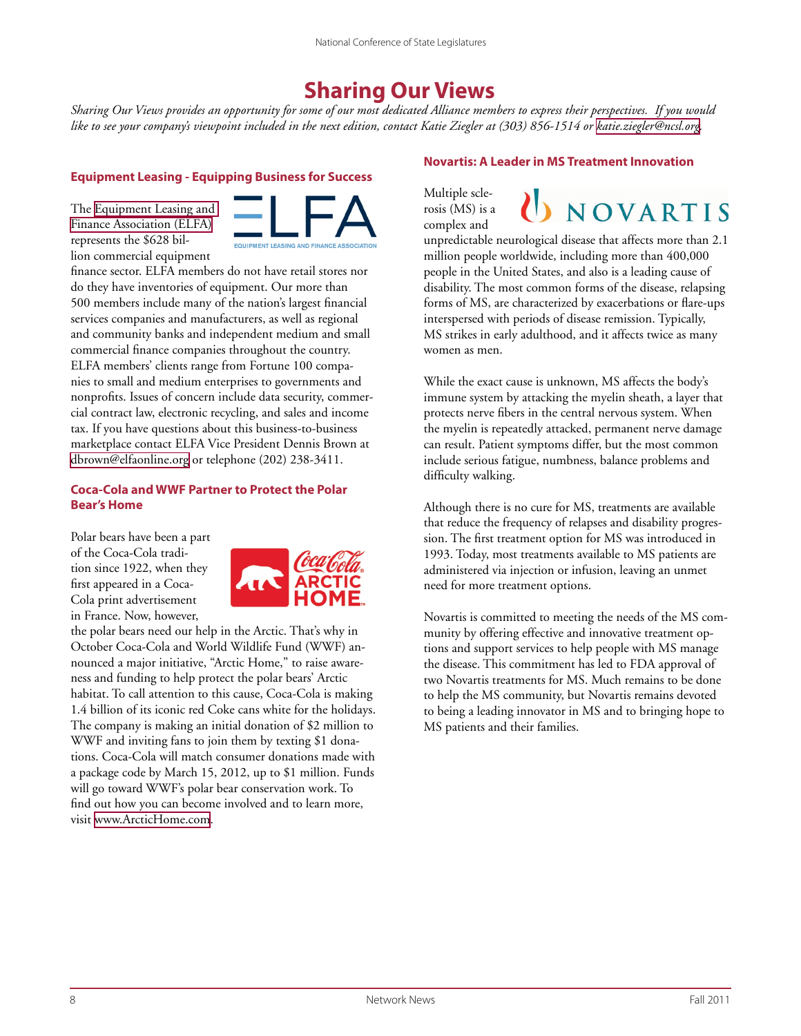# Sharing Our Views

*Sharing Our Views provides an opportunity for some of our most dedicated Alliance members to express their perspectives. If you would like to see your company's viewpoint included in the next edition, contact Katie Ziegler at (303) 856-1514 or katie.ziegler@ncsl.org.*

### Equipment Leasing - Equipping Business for Success

The Equipment Leasing and Finance Association (ELFA) represents the $628 billion commercial equipment finance sector. ELFA members do not have retail stores nor do they have inventories of equipment. Our more than 500 members include many of the nation's largest financial services companies and manufacturers, as well as regional and community banks and independent medium and small commercial finance companies throughout the country. ELFA members' clients range from Fortune 100 companies to small and medium enterprises to governments and nonprofits. Issues of concern include data security, commercial contract law, electronic recycling, and sales and income tax. If you have questions about this business-to-business marketplace contact ELFA Vice President Dennis Brown at dbrown@elfaonline.org or telephone (202) 238-3411.

### Coca-Cola and WWF Partner to Protect the Polar Bear's Home

Polar bears have been a part of the Coca-Cola tradition since 1922, when they first appeared in a Coca-Cola print advertisement in France. Now, however, the polar bears need our help in the Arctic. That's why in October Coca-Cola and World Wildlife Fund (WWF) announced a major initiative, "Arctic Home," to raise awareness and funding to help protect the polar bears' Arctic habitat. To call attention to this cause, Coca-Cola is making 1.4 billion of its iconic red Coke cans white for the holidays. The company is making an initial donation of $2 million to WWF and inviting fans to join them by texting $1 donations. Coca-Cola will match consumer donations made with a package code by March 15, 2012, up to $1 million. Funds will go toward WWF's polar bear conservation work. To find out how you can become involved and to learn more, visit www.ArcticHome.com.

### Novartis: A Leader in MS Treatment Innovation

Multiple sclerosis (MS) is a complex and unpredictable neurological disease that affects more than 2.1 million people worldwide, including more than 400,000 people in the United States, and also is a leading cause of disability. The most common forms of the disease, relapsing forms of MS, are characterized by exacerbations or flare-ups interspersed with periods of disease remission. Typically, MS strikes in early adulthood, and it affects twice as many women as men.

While the exact cause is unknown, MS affects the body's immune system by attacking the myelin sheath, a layer that protects nerve fibers in the central nervous system. When the myelin is repeatedly attacked, permanent nerve damage can result. Patient symptoms differ, but the most common include serious fatigue, numbness, balance problems and difficulty walking.

Although there is no cure for MS, treatments are available that reduce the frequency of relapses and disability progression. The first treatment option for MS was introduced in 1993. Today, most treatments available to MS patients are administered via injection or infusion, leaving an unmet need for more treatment options.

Novartis is committed to meeting the needs of the MS community by offering effective and innovative treatment options and support services to help people with MS manage the disease. This commitment has led to FDA approval of two Novartis treatments for MS. Much remains to be done to help the MS community, but Novartis remains devoted to being a leading innovator in MS and to bringing hope to MS patients and their families.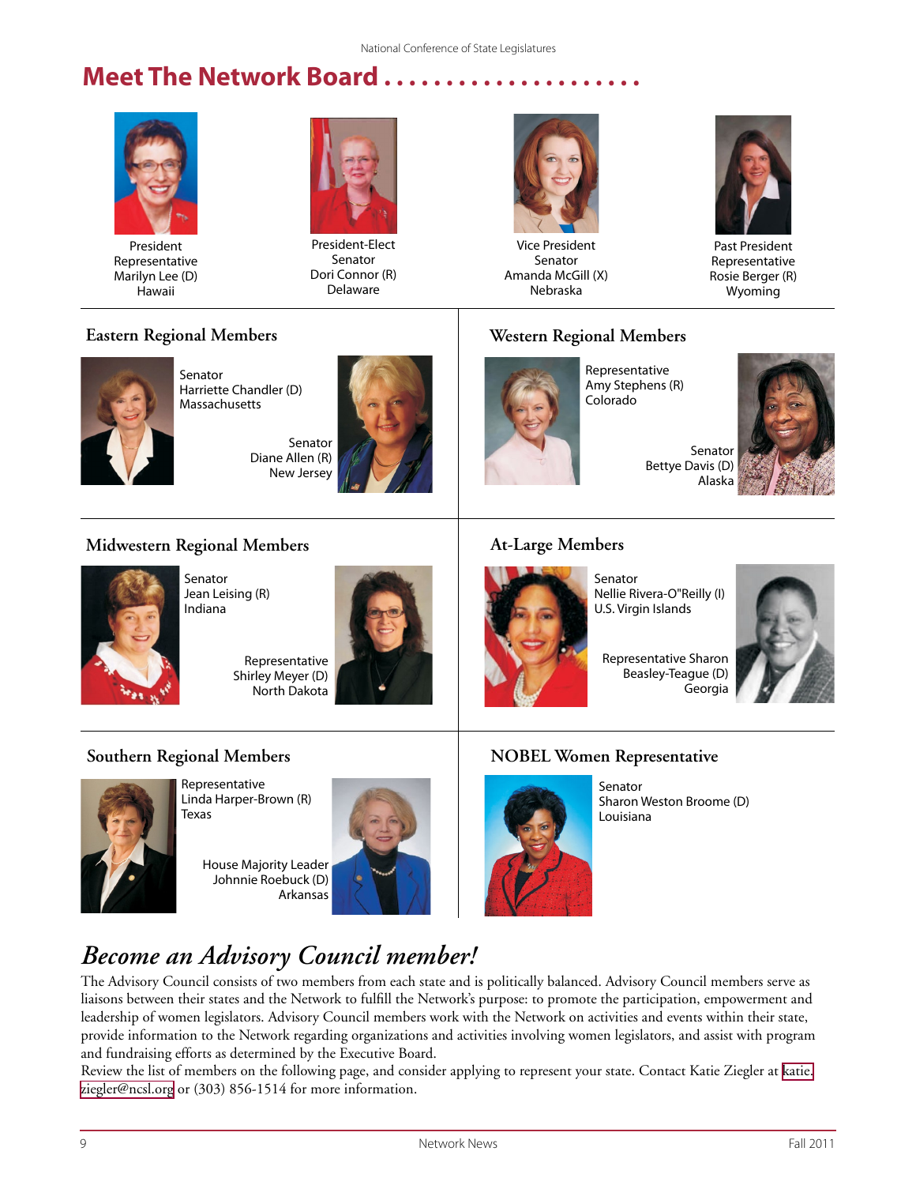# Meet The Network Board

President
Representative
Marilyn Lee (D)
Hawaii

President-Elect
Senator
Dori Connor (R)
Delaware

Vice President
Senator
Amanda McGill (X)
Nebraska

Past President
Representative
Rosie Berger (R)
Wyoming

## Eastern Regional Members

Senator
Harriette Chandler (D)
Massachusetts

Senator
Diane Allen (R)
New Jersey

## Western Regional Members

Representative
Amy Stephens (R)
Colorado

Senator
Bettye Davis (D)
Alaska

## Midwestern Regional Members

Senator
Jean Leising (R)
Indiana

Representative
Shirley Meyer (D)
North Dakota

## At-Large Members

Senator
Nellie Rivera-O"Reilly (I)
U.S. Virgin Islands

Representative Sharon
Beasley-Teague (D)
Georgia

## Southern Regional Members

Representative
Linda Harper-Brown (R)
Texas

House Majority Leader
Johnnie Roebuck (D)
Arkansas

## NOBEL Women Representative

Senator
Sharon Weston Broome (D)
Louisiana

## *Become an Advisory Council member!*

The Advisory Council consists of two members from each state and is politically balanced. Advisory Council members serve as liaisons between their states and the Network to fulfill the Network's purpose: to promote the participation, empowerment and leadership of women legislators. Advisory Council members work with the Network on activities and events within their state, provide information to the Network regarding organizations and activities involving women legislators, and assist with program and fundraising efforts as determined by the Executive Board.

Review the list of members on the following page, and consider applying to represent your state. Contact Katie Ziegler at katie.ziegler@ncsl.org or (303) 856-1514 for more information.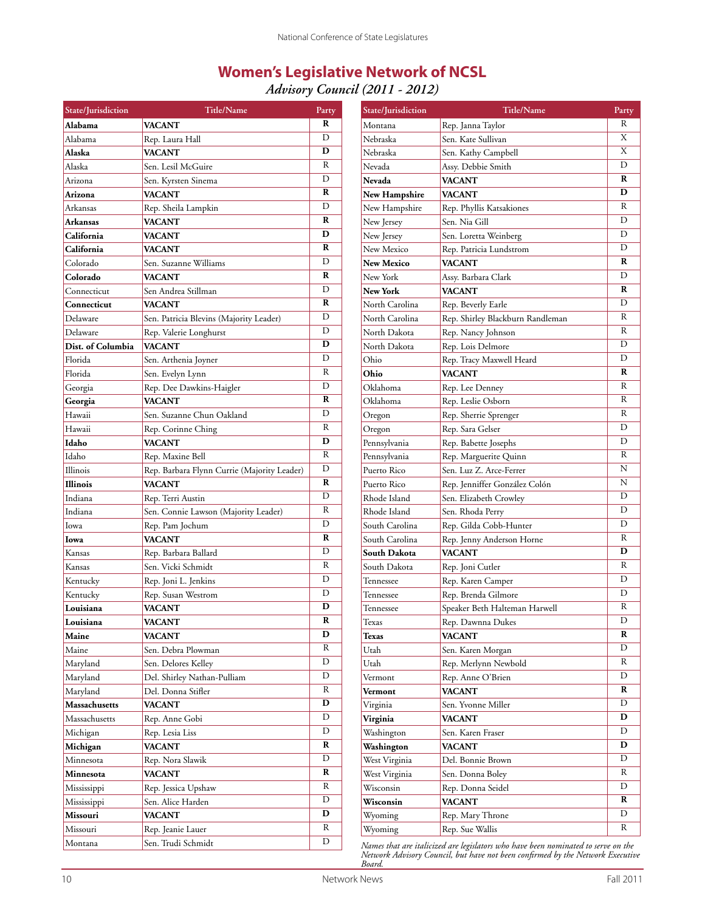# Women's Legislative Network of NCSL

*Advisory Council (2011 - 2012)*

| State/Jurisdiction | Title/Name | Party |
|---|---|---|
| **Alabama** | **VACANT** | **R** |
| Alabama | Rep. Laura Hall | D |
| **Alaska** | **VACANT** | **D** |
| Alaska | Sen. Lesil McGuire | R |
| Arizona | Sen. Kyrsten Sinema | D |
| **Arizona** | **VACANT** | **R** |
| Arkansas | Rep. Sheila Lampkin | D |
| **Arkansas** | **VACANT** | **R** |
| **California** | **VACANT** | **D** |
| **California** | **VACANT** | **R** |
| Colorado | Sen. Suzanne Williams | D |
| **Colorado** | **VACANT** | **R** |
| Connecticut | Sen Andrea Stillman | D |
| **Connecticut** | **VACANT** | **R** |
| Delaware | Sen. Patricia Blevins (Majority Leader) | D |
| Delaware | Rep. Valerie Longhurst | D |
| **Dist. of Columbia** | **VACANT** | **D** |
| Florida | Sen. Arthenia Joyner | D |
| Florida | Sen. Evelyn Lynn | R |
| Georgia | Rep. Dee Dawkins-Haigler | D |
| **Georgia** | **VACANT** | **R** |
| Hawaii | Sen. Suzanne Chun Oakland | D |
| Hawaii | Rep. Corinne Ching | R |
| **Idaho** | **VACANT** | **D** |
| Idaho | Rep. Maxine Bell | R |
| Illinois | Rep. Barbara Flynn Currie (Majority Leader) | D |
| **Illinois** | **VACANT** | **R** |
| Indiana | Rep. Terri Austin | D |
| Indiana | Sen. Connie Lawson (Majority Leader) | R |
| Iowa | Rep. Pam Jochum | D |
| **Iowa** | **VACANT** | **R** |
| Kansas | Rep. Barbara Ballard | D |
| Kansas | Sen. Vicki Schmidt | R |
| Kentucky | Rep. Joni L. Jenkins | D |
| Kentucky | Rep. Susan Westrom | D |
| **Louisiana** | **VACANT** | **D** |
| **Louisiana** | **VACANT** | **R** |
| **Maine** | **VACANT** | **D** |
| Maine | Sen. Debra Plowman | R |
| Maryland | Sen. Delores Kelley | D |
| Maryland | Del. Shirley Nathan-Pulliam | D |
| Maryland | Del. Donna Stifler | R |
| **Massachusetts** | **VACANT** | **D** |
| Massachusetts | Rep. Anne Gobi | D |
| Michigan | Rep. Lesia Liss | D |
| **Michigan** | **VACANT** | **R** |
| Minnesota | Rep. Nora Slawik | D |
| **Minnesota** | **VACANT** | **R** |
| Mississippi | Rep. Jessica Upshaw | R |
| Mississippi | Sen. Alice Harden | D |
| **Missouri** | **VACANT** | **D** |
| Missouri | Rep. Jeanie Lauer | R |
| Montana | Sen. Trudi Schmidt | D |
| Montana | Rep. Janna Taylor | R |
| Nebraska | Sen. Kate Sullivan | X |
| Nebraska | Sen. Kathy Campbell | X |
| Nevada | Assy. Debbie Smith | D |
| **Nevada** | **VACANT** | **R** |
| **New Hampshire** | **VACANT** | **D** |
| New Hampshire | Rep. Phyllis Katsakiones | R |
| New Jersey | Sen. Nia Gill | D |
| New Jersey | Sen. Loretta Weinberg | D |
| New Mexico | Rep. Patricia Lundstrom | D |
| **New Mexico** | **VACANT** | **R** |
| New York | Assy. Barbara Clark | D |
| **New York** | **VACANT** | **R** |
| North Carolina | Rep. Beverly Earle | D |
| North Carolina | Rep. Shirley Blackburn Randleman | R |
| North Dakota | Rep. Nancy Johnson | R |
| North Dakota | Rep. Lois Delmore | D |
| Ohio | Rep. Tracy Maxwell Heard | D |
| **Ohio** | **VACANT** | **R** |
| Oklahoma | Rep. Lee Denney | R |
| Oklahoma | Rep. Leslie Osborn | R |
| Oregon | Rep. Sherrie Sprenger | R |
| Oregon | Rep. Sara Gelser | D |
| Pennsylvania | Rep. Babette Josephs | D |
| Pennsylvania | Rep. Marguerite Quinn | R |
| Puerto Rico | Sen. Luz Z. Arce-Ferrer | N |
| Puerto Rico | Rep. Jenniffer González Colón | N |
| Rhode Island | Sen. Elizabeth Crowley | D |
| Rhode Island | Sen. Rhoda Perry | D |
| South Carolina | Rep. Gilda Cobb-Hunter | D |
| South Carolina | Rep. Jenny Anderson Horne | R |
| **South Dakota** | **VACANT** | **D** |
| South Dakota | Rep. Joni Cutler | R |
| Tennessee | Rep. Karen Camper | D |
| Tennessee | Rep. Brenda Gilmore | D |
| Tennessee | Speaker Beth Halteman Harwell | R |
| Texas | Rep. Dawnna Dukes | D |
| **Texas** | **VACANT** | **R** |
| Utah | Sen. Karen Morgan | D |
| Utah | Rep. Merlynn Newbold | R |
| Vermont | Rep. Anne O'Brien | D |
| **Vermont** | **VACANT** | **R** |
| Virginia | Sen. Yvonne Miller | D |
| **Virginia** | **VACANT** | **D** |
| Washington | Sen. Karen Fraser | D |
| **Washington** | **VACANT** | **D** |
| West Virginia | Del. Bonnie Brown | D |
| West Virginia | Sen. Donna Boley | R |
| Wisconsin | Rep. Donna Seidel | D |
| **Wisconsin** | **VACANT** | **R** |
| Wyoming | Rep. Mary Throne | D |
| Wyoming | Rep. Sue Wallis | R |

*Names that are italicized are legislators who have been nominated to serve on the Network Advisory Council, but have not been confirmed by the Network Executive Board.*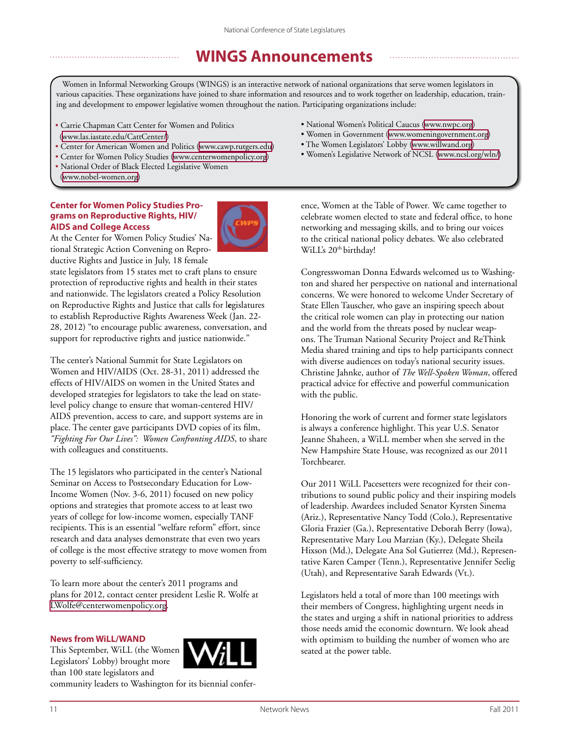# WINGS Announcements

Women in Informal Networking Groups (WINGS) is an interactive network of national organizations that serve women legislators in various capacities. These organizations have joined to share information and resources and to work together on leadership, education, training and development to empower legislative women throughout the nation. Participating organizations include:

- Carrie Chapman Catt Center for Women and Politics (www.las.iastate.edu/CattCenter/)
- Center for American Women and Politics (www.cawp.rutgers.edu)
- Center for Women Policy Studies (www.centerwomenpolicy.org)
- National Order of Black Elected Legislative Women (www.nobel-women.org)
- National Women's Political Caucus (www.nwpc.org)
- Women in Government (www.womeningovernment.org)
- The Women Legislators' Lobby (www.willwand.org)
- Women's Legislative Network of NCSL (www.ncsl.org/wln/)

### Center for Women Policy Studies Programs on Reproductive Rights, HIV/AIDS and College Access

At the Center for Women Policy Studies' National Strategic Action Convening on Reproductive Rights and Justice in July, 18 female state legislators from 15 states met to craft plans to ensure protection of reproductive rights and health in their states and nationwide. The legislators created a Policy Resolution on Reproductive Rights and Justice that calls for legislatures to establish Reproductive Rights Awareness Week (Jan. 22-28, 2012) "to encourage public awareness, conversation, and support for reproductive rights and justice nationwide."

The center's National Summit for State Legislators on Women and HIV/AIDS (Oct. 28-31, 2011) addressed the effects of HIV/AIDS on women in the United States and developed strategies for legislators to take the lead on state-level policy change to ensure that woman-centered HIV/AIDS prevention, access to care, and support systems are in place. The center gave participants DVD copies of its film, *"Fighting For Our Lives": Women Confronting AIDS*, to share with colleagues and constituents.

The 15 legislators who participated in the center's National Seminar on Access to Postsecondary Education for Low-Income Women (Nov. 3-6, 2011) focused on new policy options and strategies that promote access to at least two years of college for low-income women, especially TANF recipients. This is an essential "welfare reform" effort, since research and data analyses demonstrate that even two years of college is the most effective strategy to move women from poverty to self-sufficiency.

To learn more about the center's 2011 programs and plans for 2012, contact center president Leslie R. Wolfe at LWolfe@centerwomenpolicy.org.

### News from WiLL/WAND

This September, WiLL (the Women Legislators' Lobby) brought more than 100 state legislators and community leaders to Washington for its biennial conference, Women at the Table of Power. We came together to celebrate women elected to state and federal office, to hone networking and messaging skills, and to bring our voices to the critical national policy debates. We also celebrated WiLL's 20th birthday!

Congresswoman Donna Edwards welcomed us to Washington and shared her perspective on national and international concerns. We were honored to welcome Under Secretary of State Ellen Tauscher, who gave an inspiring speech about the critical role women can play in protecting our nation and the world from the threats posed by nuclear weapons. The Truman National Security Project and ReThink Media shared training and tips to help participants connect with diverse audiences on today's national security issues. Christine Jahnke, author of *The Well-Spoken Woman*, offered practical advice for effective and powerful communication with the public.

Honoring the work of current and former state legislators is always a conference highlight. This year U.S. Senator Jeanne Shaheen, a WiLL member when she served in the New Hampshire State House, was recognized as our 2011 Torchbearer.

Our 2011 WiLL Pacesetters were recognized for their contributions to sound public policy and their inspiring models of leadership. Awardees included Senator Kyrsten Sinema (Ariz.), Representative Nancy Todd (Colo.), Representative Gloria Frazier (Ga.), Representative Deborah Berry (Iowa), Representative Mary Lou Marzian (Ky.), Delegate Sheila Hixson (Md.), Delegate Ana Sol Gutierrez (Md.), Representative Karen Camper (Tenn.), Representative Jennifer Seelig (Utah), and Representative Sarah Edwards (Vt.).

Legislators held a total of more than 100 meetings with their members of Congress, highlighting urgent needs in the states and urging a shift in national priorities to address those needs amid the economic downturn. We look ahead with optimism to building the number of women who are seated at the power table.